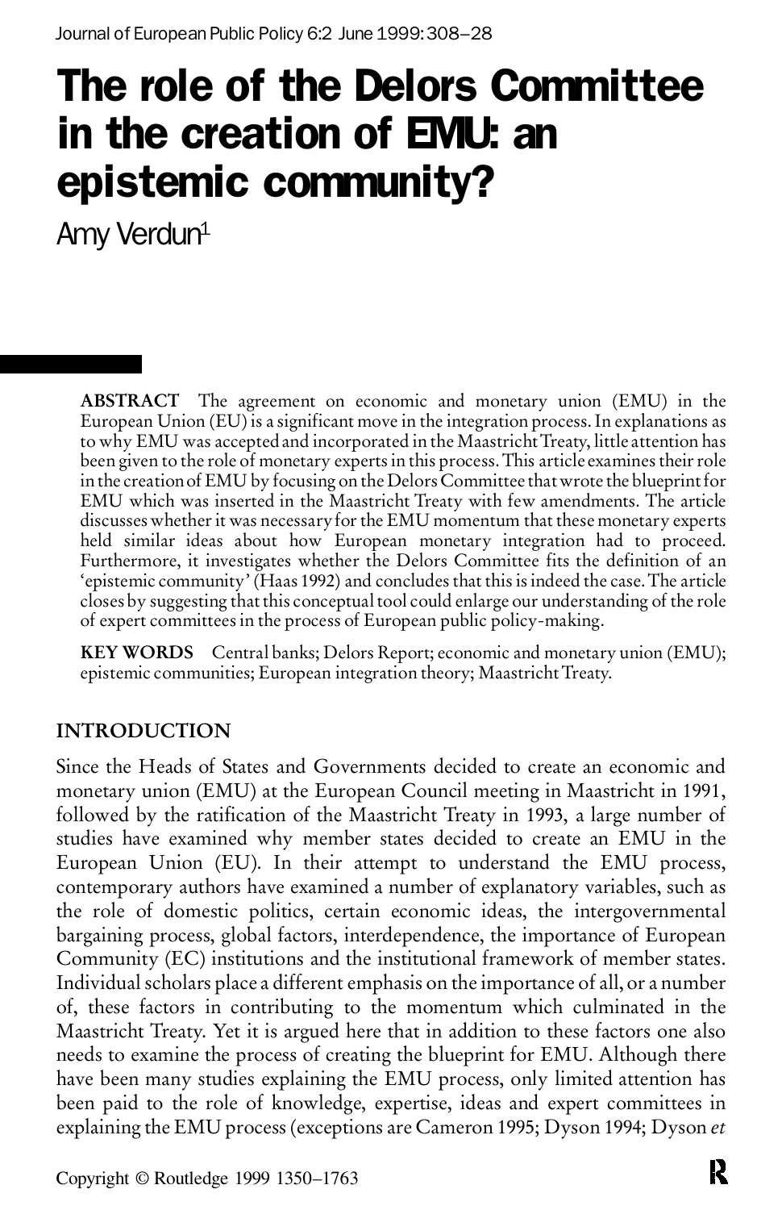# The role of the Delors Committee in the creation of EMU: an epistemic community?

Amy Verdun[1]

**ABSTRACT** The agreement on economic and monetary union (EMU) in the European Union (EU) is a significant move in the integration process. In explanations as to why EMU was accepted and incorporated in the Maastricht Treaty, little attention has been given to the role of monetary experts in this process. This article examines their role in the creation of EMU by focusing on the Delors Committee that wrote the blueprint for EMU which was inserted in the Maastricht Treaty with few amendments. The article discusses whether it was necessary for the EMU momentum that these monetary experts held similar ideas about how European monetary integration had to proceed. Furthermore, it investigates whether the Delors Committee fits the definition of an 'epistemic community' (Haas 1992) and concludes that this is indeed the case. The article closes by suggesting that this conceptual tool could enlarge our understanding of the role of expert committees in the process of European public policy-making.

**KEY WORDS** Central banks; Delors Report; economic and monetary union (EMU); epistemic communities; European integration theory; Maastricht Treaty.

## INTRODUCTION

Since the Heads of States and Governments decided to create an economic and monetary union (EMU) at the European Council meeting in Maastricht in 1991, followed by the ratification of the Maastricht Treaty in 1993, a large number of studies have examined why member states decided to create an EMU in the European Union (EU). In their attempt to understand the EMU process, contemporary authors have examined a number of explanatory variables, such as the role of domestic politics, certain economic ideas, the intergovernmental bargaining process, global factors, interdependence, the importance of European Community (EC) institutions and the institutional framework of member states. Individual scholars place a different emphasis on the importance of all, or a number of, these factors in contributing to the momentum which culminated in the Maastricht Treaty. Yet it is argued here that in addition to these factors one also needs to examine the process of creating the blueprint for EMU. Although there have been many studies explaining the EMU process, only limited attention has been paid to the role of knowledge, expertise, ideas and expert committees in explaining the EMU process (exceptions are Cameron 1995; Dyson 1994; Dyson *et*

Copyright © Routledge 1999 1350–1763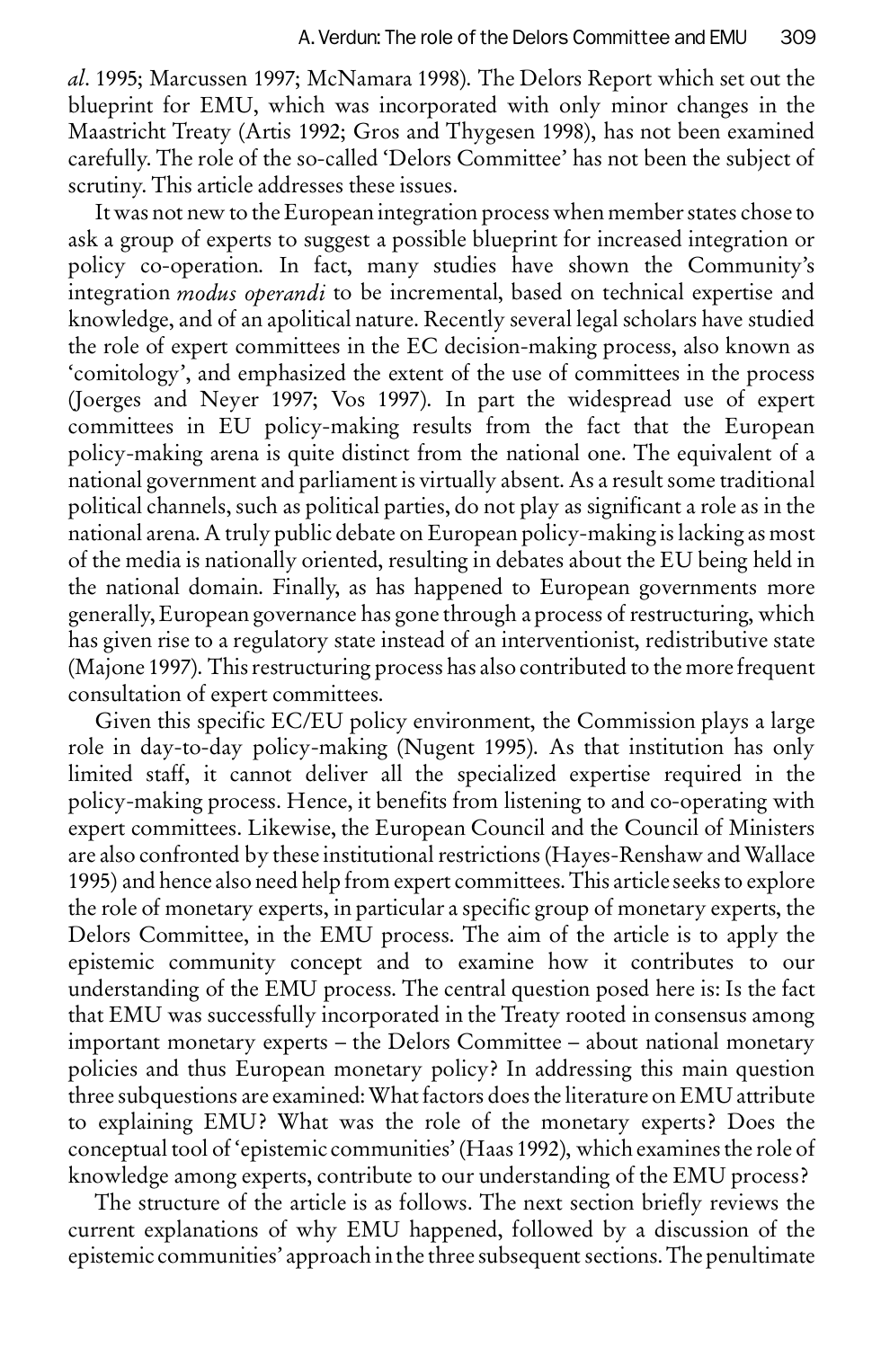*al*. 1995; Marcussen 1997; McNamara 1998). The Delors Report which set out the blueprint for EMU, which was incorporated with only minor changes in the Maastricht Treaty (Artis 1992; Gros and Thygesen 1998), has not been examined carefully. The role of the so-called 'Delors Committee' has not been the subject of scrutiny. This article addresses these issues.

It was not new to the European integration process when member states chose to ask a group of experts to suggest a possible blueprint for increased integration or policy co-operation. In fact, many studies have shown the Community's integration *modus operandi* to be incremental, based on technical expertise and knowledge, and of an apolitical nature. Recently several legal scholars have studied the role of expert committees in the EC decision-making process, also known as 'comitology', and emphasized the extent of the use of committees in the process (Joerges and Neyer 1997; Vos 1997). In part the widespread use of expert committees in EU policy-making results from the fact that the European policy-making arena is quite distinct from the national one. The equivalent of a national government and parliament is virtually absent. As a result some traditional political channels, such as political parties, do not play as significant a role as in the national arena. A truly public debate on European policy-making is lacking as most of the media is nationally oriented, resulting in debates about the EU being held in the national domain. Finally, as has happened to European governments more generally, European governance has gone through a process of restructuring, which has given rise to a regulatory state instead of an interventionist, redistributive state (Majone 1997). This restructuring process has also contributed to the more frequent consultation of expert committees.

Given this specific EC/EU policy environment, the Commission plays a large role in day-to-day policy-making (Nugent 1995). As that institution has only limited staff, it cannot deliver all the specialized expertise required in the policy-making process. Hence, it benefits from listening to and co-operating with expert committees. Likewise, the European Council and the Council of Ministers are also confronted by these institutional restrictions (Hayes-Renshaw and Wallace 1995) and hence also need help from expert committees. This article seeks to explore the role of monetary experts, in particular a specific group of monetary experts, the Delors Committee, in the EMU process. The aim of the article is to apply the epistemic community concept and to examine how it contributes to our understanding of the EMU process. The central question posed here is: Is the fact that EMU was successfully incorporated in the Treaty rooted in consensus among important monetary experts – the Delors Committee – about national monetary policies and thus European monetary policy? In addressing this main question three subquestions are examined: What factors does the literature on EMU attribute to explaining EMU? What was the role of the monetary experts? Does the conceptual tool of 'epistemic communities' (Haas 1992), which examines the role of knowledge among experts, contribute to our understanding of the EMU process?

The structure of the article is as follows. The next section briefly reviews the current explanations of why EMU happened, followed by a discussion of the epistemic communities' approach in the three subsequent sections. The penultimate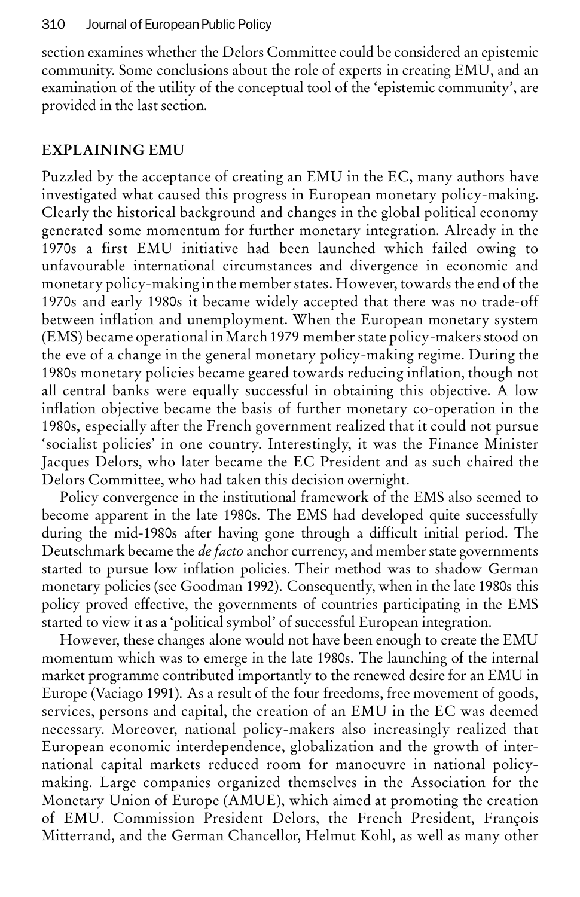section examines whether the Delors Committee could be considered an epistemic community. Some conclusions about the role of experts in creating EMU, and an examination of the utility of the conceptual tool of the 'epistemic community', are provided in the last section.

## EXPLAINING EMU

Puzzled by the acceptance of creating an EMU in the EC, many authors have investigated what caused this progress in European monetary policy-making. Clearly the historical background and changes in the global political economy generated some momentum for further monetary integration. Already in the 1970s a first EMU initiative had been launched which failed owing to unfavourable international circumstances and divergence in economic and monetary policy-making in the member states. However, towards the end of the 1970s and early 1980s it became widely accepted that there was no trade-off between inflation and unemployment. When the European monetary system (EMS) became operational in March 1979 member state policy-makers stood on the eve of a change in the general monetary policy-making regime. During the 1980s monetary policies became geared towards reducing inflation, though not all central banks were equally successful in obtaining this objective. A low inflation objective became the basis of further monetary co-operation in the 1980s, especially after the French government realized that it could not pursue 'socialist policies' in one country. Interestingly, it was the Finance Minister Jacques Delors, who later became the EC President and as such chaired the Delors Committee, who had taken this decision overnight.

Policy convergence in the institutional framework of the EMS also seemed to become apparent in the late 1980s. The EMS had developed quite successfully during the mid-1980s after having gone through a difficult initial period. The Deutschmark became the *de facto* anchor currency, and member state governments started to pursue low inflation policies. Their method was to shadow German monetary policies (see Goodman 1992). Consequently, when in the late 1980s this policy proved effective, the governments of countries participating in the EMS started to view it as a 'political symbol' of successful European integration.

However, these changes alone would not have been enough to create the EMU momentum which was to emerge in the late 1980s. The launching of the internal market programme contributed importantly to the renewed desire for an EMU in Europe (Vaciago 1991). As a result of the four freedoms, free movement of goods, services, persons and capital, the creation of an EMU in the EC was deemed necessary. Moreover, national policy-makers also increasingly realized that European economic interdependence, globalization and the growth of international capital markets reduced room for manoeuvre in national policy-making. Large companies organized themselves in the Association for the Monetary Union of Europe (AMUE), which aimed at promoting the creation of EMU. Commission President Delors, the French President, François Mitterrand, and the German Chancellor, Helmut Kohl, as well as many other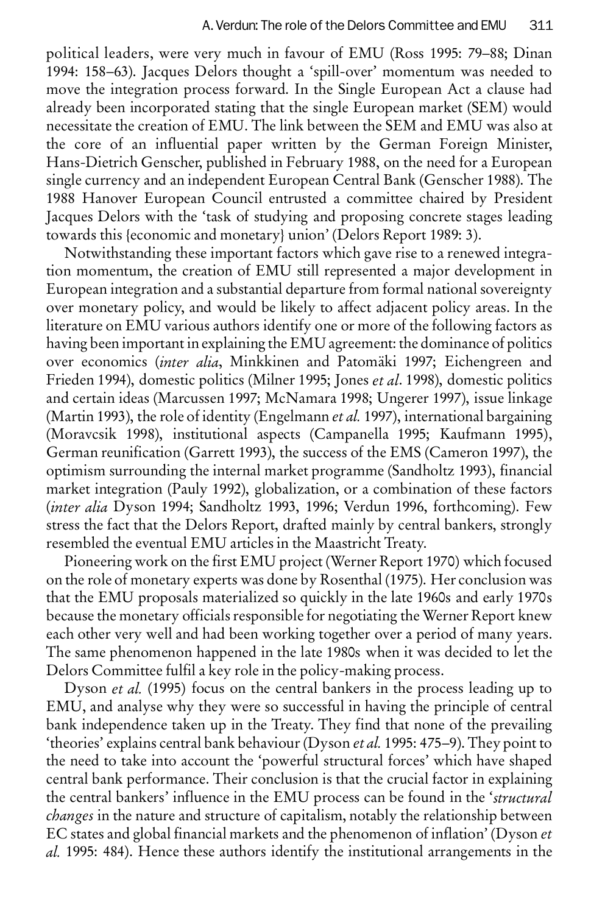political leaders, were very much in favour of EMU (Ross 1995: 79–88; Dinan 1994: 158–63). Jacques Delors thought a 'spill-over' momentum was needed to move the integration process forward. In the Single European Act a clause had already been incorporated stating that the single European market (SEM) would necessitate the creation of EMU. The link between the SEM and EMU was also at the core of an influential paper written by the German Foreign Minister, Hans-Dietrich Genscher, published in February 1988, on the need for a European single currency and an independent European Central Bank (Genscher 1988). The 1988 Hanover European Council entrusted a committee chaired by President Jacques Delors with the 'task of studying and proposing concrete stages leading towards this {economic and monetary} union' (Delors Report 1989: 3).

Notwithstanding these important factors which gave rise to a renewed integration momentum, the creation of EMU still represented a major development in European integration and a substantial departure from formal national sovereignty over monetary policy, and would be likely to affect adjacent policy areas. In the literature on EMU various authors identify one or more of the following factors as having been important in explaining the EMU agreement: the dominance of politics over economics (*inter alia*, Minkkinen and Patomäki 1997; Eichengreen and Frieden 1994), domestic politics (Milner 1995; Jones *et al*. 1998), domestic politics and certain ideas (Marcussen 1997; McNamara 1998; Ungerer 1997), issue linkage (Martin 1993), the role of identity (Engelmann *et al.* 1997), international bargaining (Moravcsik 1998), institutional aspects (Campanella 1995; Kaufmann 1995), German reunification (Garrett 1993), the success of the EMS (Cameron 1997), the optimism surrounding the internal market programme (Sandholtz 1993), financial market integration (Pauly 1992), globalization, or a combination of these factors (*inter alia* Dyson 1994; Sandholtz 1993, 1996; Verdun 1996, forthcoming). Few stress the fact that the Delors Report, drafted mainly by central bankers, strongly resembled the eventual EMU articles in the Maastricht Treaty.

Pioneering work on the first EMU project (Werner Report 1970) which focused on the role of monetary experts was done by Rosenthal (1975). Her conclusion was that the EMU proposals materialized so quickly in the late 1960s and early 1970s because the monetary officials responsible for negotiating the Werner Report knew each other very well and had been working together over a period of many years. The same phenomenon happened in the late 1980s when it was decided to let the Delors Committee fulfil a key role in the policy-making process.

Dyson *et al.* (1995) focus on the central bankers in the process leading up to EMU, and analyse why they were so successful in having the principle of central bank independence taken up in the Treaty. They find that none of the prevailing 'theories' explains central bank behaviour (Dyson *et al.* 1995: 475–9). They point to the need to take into account the 'powerful structural forces' which have shaped central bank performance. Their conclusion is that the crucial factor in explaining the central bankers' influence in the EMU process can be found in the '*structural changes* in the nature and structure of capitalism, notably the relationship between EC states and global financial markets and the phenomenon of inflation' (Dyson *et al.* 1995: 484). Hence these authors identify the institutional arrangements in the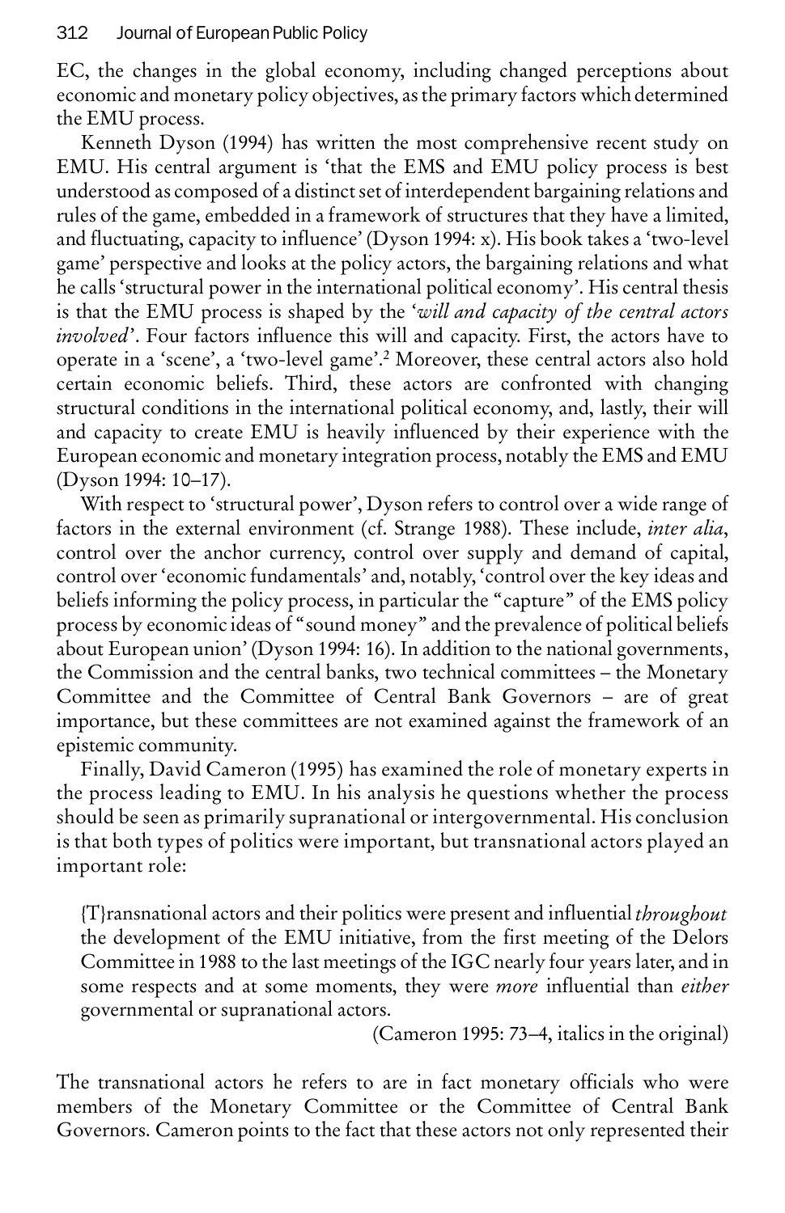EC, the changes in the global economy, including changed perceptions about economic and monetary policy objectives, as the primary factors which determined the EMU process.

Kenneth Dyson (1994) has written the most comprehensive recent study on EMU. His central argument is 'that the EMS and EMU policy process is best understood as composed of a distinct set of interdependent bargaining relations and rules of the game, embedded in a framework of structures that they have a limited, and fluctuating, capacity to influence' (Dyson 1994: x). His book takes a 'two-level game' perspective and looks at the policy actors, the bargaining relations and what he calls 'structural power in the international political economy'. His central thesis is that the EMU process is shaped by the '*will and capacity of the central actors involved*'. Four factors influence this will and capacity. First, the actors have to operate in a 'scene', a 'two-level game'.[2] Moreover, these central actors also hold certain economic beliefs. Third, these actors are confronted with changing structural conditions in the international political economy, and, lastly, their will and capacity to create EMU is heavily influenced by their experience with the European economic and monetary integration process, notably the EMS and EMU (Dyson 1994: 10–17).

With respect to 'structural power', Dyson refers to control over a wide range of factors in the external environment (cf. Strange 1988). These include, *inter alia*, control over the anchor currency, control over supply and demand of capital, control over 'economic fundamentals' and, notably, 'control over the key ideas and beliefs informing the policy process, in particular the "capture" of the EMS policy process by economic ideas of "sound money" and the prevalence of political beliefs about European union' (Dyson 1994: 16). In addition to the national governments, the Commission and the central banks, two technical committees – the Monetary Committee and the Committee of Central Bank Governors – are of great importance, but these committees are not examined against the framework of an epistemic community.

Finally, David Cameron (1995) has examined the role of monetary experts in the process leading to EMU. In his analysis he questions whether the process should be seen as primarily supranational or intergovernmental. His conclusion is that both types of politics were important, but transnational actors played an important role:

> {T}ransnational actors and their politics were present and influential *throughout* the development of the EMU initiative, from the first meeting of the Delors Committee in 1988 to the last meetings of the IGC nearly four years later, and in some respects and at some moments, they were *more* influential than *either* governmental or supranational actors.
>
> (Cameron 1995: 73–4, italics in the original)

The transnational actors he refers to are in fact monetary officials who were members of the Monetary Committee or the Committee of Central Bank Governors. Cameron points to the fact that these actors not only represented their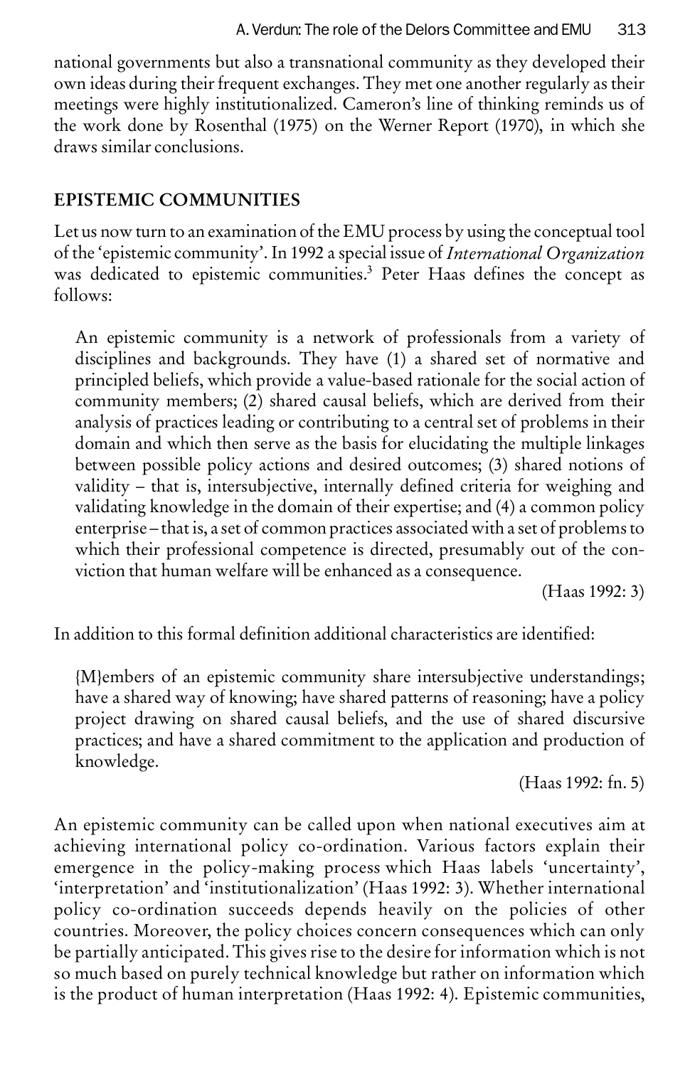national governments but also a transnational community as they developed their own ideas during their frequent exchanges. They met one another regularly as their meetings were highly institutionalized. Cameron's line of thinking reminds us of the work done by Rosenthal (1975) on the Werner Report (1970), in which she draws similar conclusions.

## EPISTEMIC COMMUNITIES

Let us now turn to an examination of the EMU process by using the conceptual tool of the 'epistemic community'. In 1992 a special issue of *International Organization* was dedicated to epistemic communities.[3] Peter Haas defines the concept as follows:

> An epistemic community is a network of professionals from a variety of disciplines and backgrounds. They have (1) a shared set of normative and principled beliefs, which provide a value-based rationale for the social action of community members; (2) shared causal beliefs, which are derived from their analysis of practices leading or contributing to a central set of problems in their domain and which then serve as the basis for elucidating the multiple linkages between possible policy actions and desired outcomes; (3) shared notions of validity – that is, intersubjective, internally defined criteria for weighing and validating knowledge in the domain of their expertise; and (4) a common policy enterprise – that is, a set of common practices associated with a set of problems to which their professional competence is directed, presumably out of the conviction that human welfare will be enhanced as a consequence.
>
> (Haas 1992: 3)

In addition to this formal definition additional characteristics are identified:

> {M}embers of an epistemic community share intersubjective understandings; have a shared way of knowing; have shared patterns of reasoning; have a policy project drawing on shared causal beliefs, and the use of shared discursive practices; and have a shared commitment to the application and production of knowledge.
>
> (Haas 1992: fn. 5)

An epistemic community can be called upon when national executives aim at achieving international policy co-ordination. Various factors explain their emergence in the policy-making process which Haas labels 'uncertainty', 'interpretation' and 'institutionalization' (Haas 1992: 3). Whether international policy co-ordination succeeds depends heavily on the policies of other countries. Moreover, the policy choices concern consequences which can only be partially anticipated. This gives rise to the desire for information which is not so much based on purely technical knowledge but rather on information which is the product of human interpretation (Haas 1992: 4). Epistemic communities,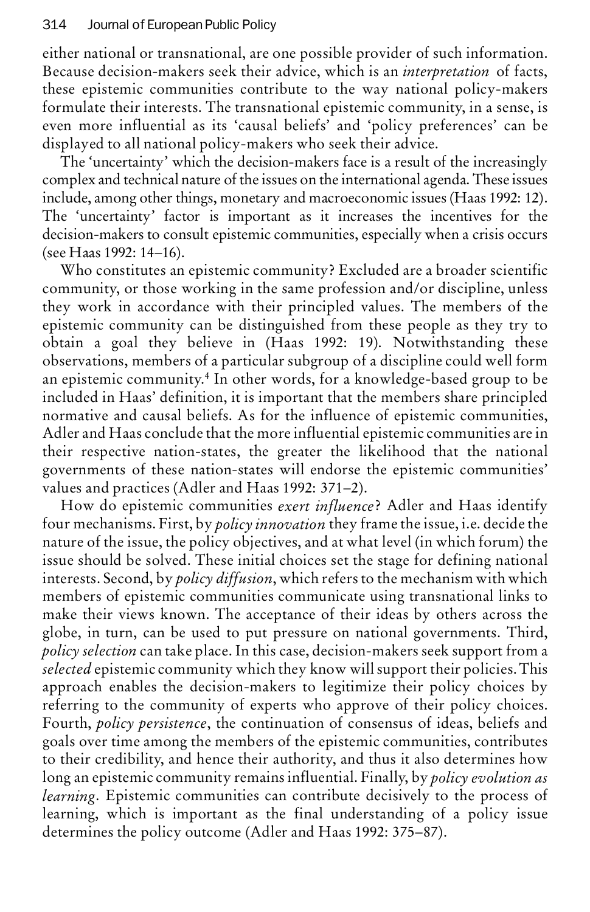either national or transnational, are one possible provider of such information. Because decision-makers seek their advice, which is an *interpretation* of facts, these epistemic communities contribute to the way national policy-makers formulate their interests. The transnational epistemic community, in a sense, is even more influential as its 'causal beliefs' and 'policy preferences' can be displayed to all national policy-makers who seek their advice.

The 'uncertainty' which the decision-makers face is a result of the increasingly complex and technical nature of the issues on the international agenda. These issues include, among other things, monetary and macroeconomic issues (Haas 1992: 12). The 'uncertainty' factor is important as it increases the incentives for the decision-makers to consult epistemic communities, especially when a crisis occurs (see Haas 1992: 14–16).

Who constitutes an epistemic community? Excluded are a broader scientific community, or those working in the same profession and/or discipline, unless they work in accordance with their principled values. The members of the epistemic community can be distinguished from these people as they try to obtain a goal they believe in (Haas 1992: 19). Notwithstanding these observations, members of a particular subgroup of a discipline could well form an epistemic community.[4] In other words, for a knowledge-based group to be included in Haas' definition, it is important that the members share principled normative and causal beliefs. As for the influence of epistemic communities, Adler and Haas conclude that the more influential epistemic communities are in their respective nation-states, the greater the likelihood that the national governments of these nation-states will endorse the epistemic communities' values and practices (Adler and Haas 1992: 371–2).

How do epistemic communities *exert influence*? Adler and Haas identify four mechanisms. First, by *policy innovation* they frame the issue, i.e. decide the nature of the issue, the policy objectives, and at what level (in which forum) the issue should be solved. These initial choices set the stage for defining national interests. Second, by *policy diffusion*, which refers to the mechanism with which members of epistemic communities communicate using transnational links to make their views known. The acceptance of their ideas by others across the globe, in turn, can be used to put pressure on national governments. Third, *policy selection* can take place. In this case, decision-makers seek support from a *selected* epistemic community which they know will support their policies. This approach enables the decision-makers to legitimize their policy choices by referring to the community of experts who approve of their policy choices. Fourth, *policy persistence*, the continuation of consensus of ideas, beliefs and goals over time among the members of the epistemic communities, contributes to their credibility, and hence their authority, and thus it also determines how long an epistemic community remains influential. Finally, by *policy evolution as learning*. Epistemic communities can contribute decisively to the process of learning, which is important as the final understanding of a policy issue determines the policy outcome (Adler and Haas 1992: 375–87).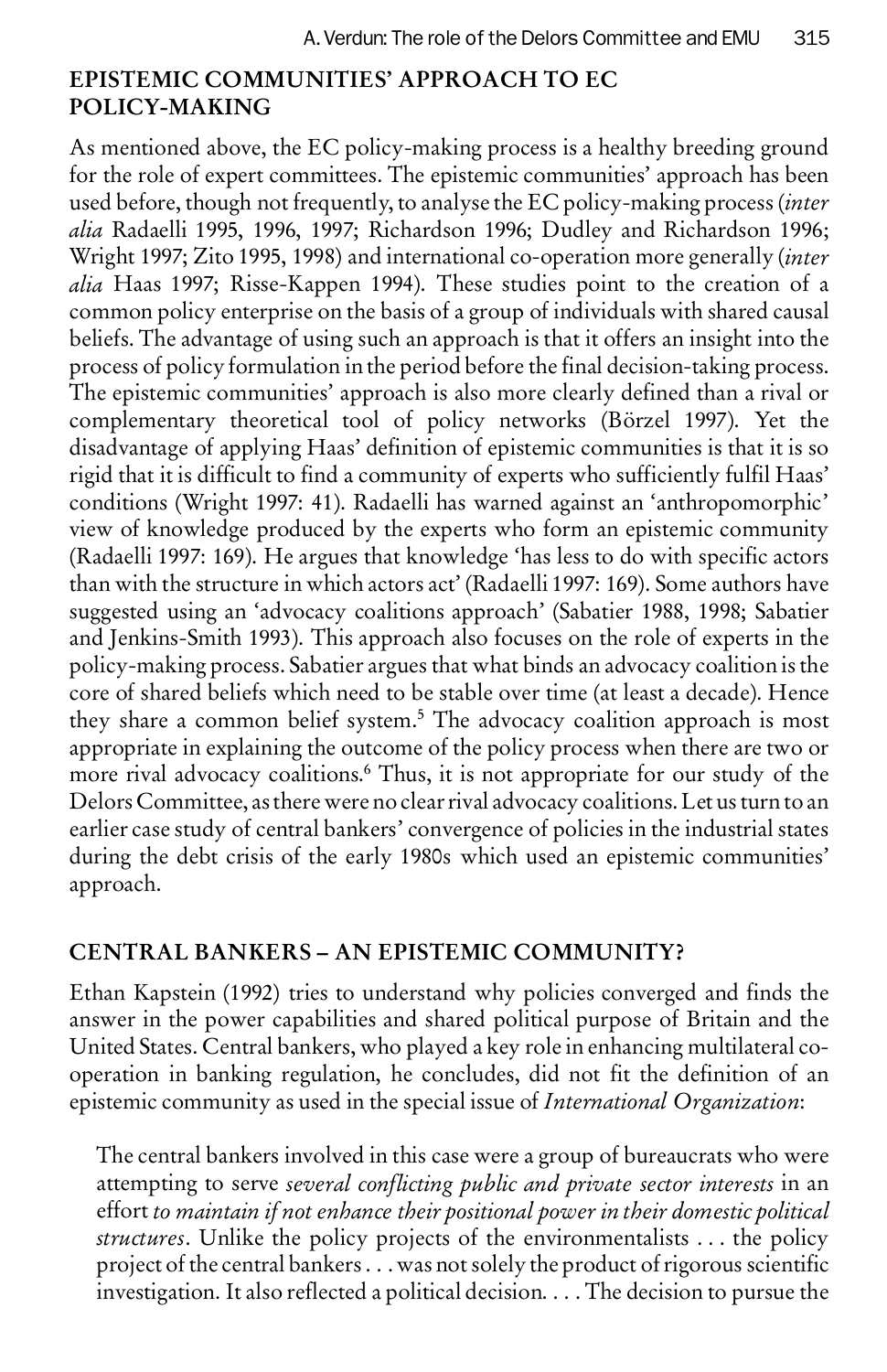## EPISTEMIC COMMUNITIES' APPROACH TO EC POLICY-MAKING

As mentioned above, the EC policy-making process is a healthy breeding ground for the role of expert committees. The epistemic communities' approach has been used before, though not frequently, to analyse the EC policy-making process (*inter alia* Radaelli 1995, 1996, 1997; Richardson 1996; Dudley and Richardson 1996; Wright 1997; Zito 1995, 1998) and international co-operation more generally (*inter alia* Haas 1997; Risse-Kappen 1994). These studies point to the creation of a common policy enterprise on the basis of a group of individuals with shared causal beliefs. The advantage of using such an approach is that it offers an insight into the process of policy formulation in the period before the final decision-taking process. The epistemic communities' approach is also more clearly defined than a rival or complementary theoretical tool of policy networks (Börzel 1997). Yet the disadvantage of applying Haas' definition of epistemic communities is that it is so rigid that it is difficult to find a community of experts who sufficiently fulfil Haas' conditions (Wright 1997: 41). Radaelli has warned against an 'anthropomorphic' view of knowledge produced by the experts who form an epistemic community (Radaelli 1997: 169). He argues that knowledge 'has less to do with specific actors than with the structure in which actors act' (Radaelli 1997: 169). Some authors have suggested using an 'advocacy coalitions approach' (Sabatier 1988, 1998; Sabatier and Jenkins-Smith 1993). This approach also focuses on the role of experts in the policy-making process. Sabatier argues that what binds an advocacy coalition is the core of shared beliefs which need to be stable over time (at least a decade). Hence they share a common belief system.[5] The advocacy coalition approach is most appropriate in explaining the outcome of the policy process when there are two or more rival advocacy coalitions.[6] Thus, it is not appropriate for our study of the Delors Committee, as there were no clear rival advocacy coalitions. Let us turn to an earlier case study of central bankers' convergence of policies in the industrial states during the debt crisis of the early 1980s which used an epistemic communities' approach.

## CENTRAL BANKERS – AN EPISTEMIC COMMUNITY?

Ethan Kapstein (1992) tries to understand why policies converged and finds the answer in the power capabilities and shared political purpose of Britain and the United States. Central bankers, who played a key role in enhancing multilateral co-operation in banking regulation, he concludes, did not fit the definition of an epistemic community as used in the special issue of *International Organization*:

> The central bankers involved in this case were a group of bureaucrats who were attempting to serve *several conflicting public and private sector interests* in an effort *to maintain if not enhance their positional power in their domestic political structures*. Unlike the policy projects of the environmentalists . . . the policy project of the central bankers . . . was not solely the product of rigorous scientific investigation. It also reflected a political decision. . . . The decision to pursue the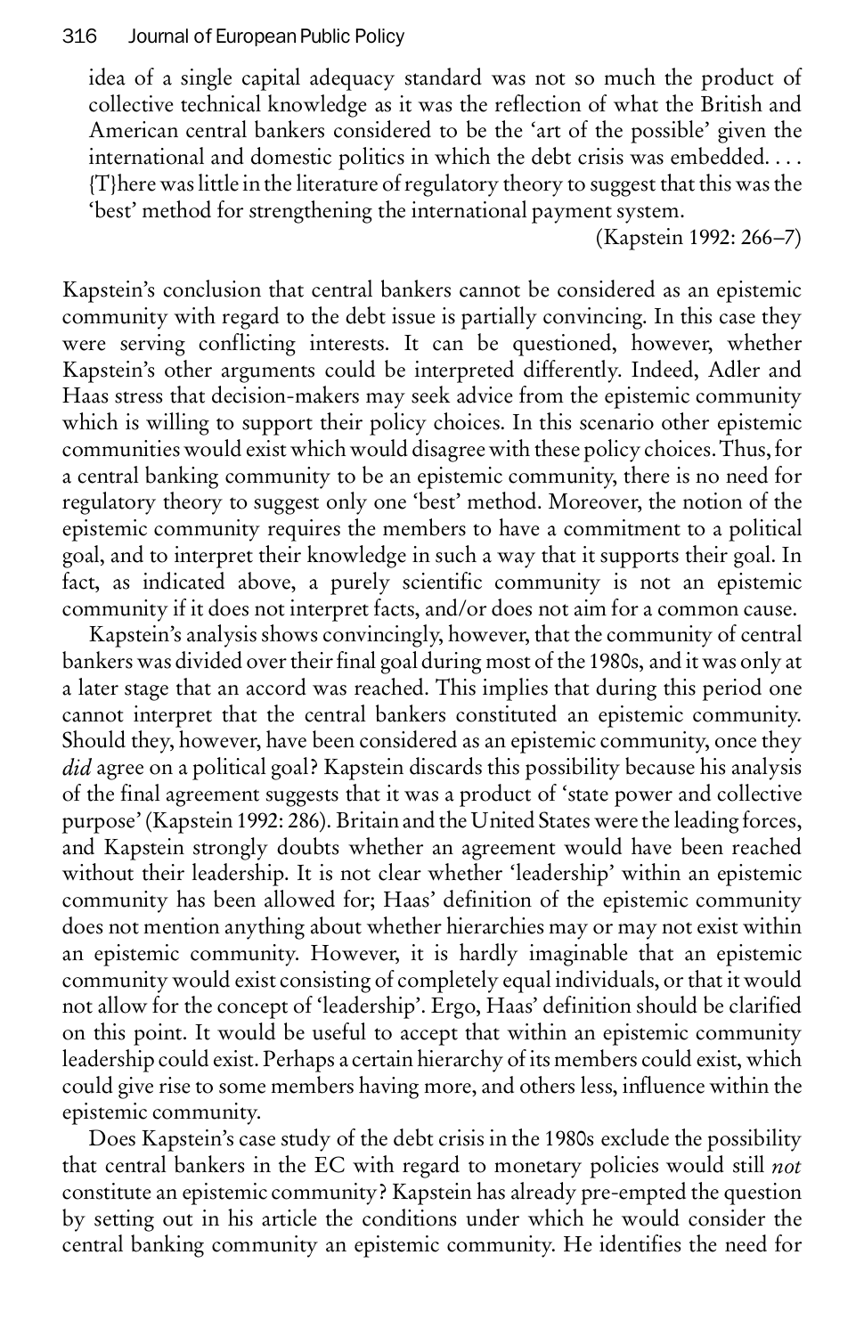idea of a single capital adequacy standard was not so much the product of collective technical knowledge as it was the reflection of what the British and American central bankers considered to be the 'art of the possible' given the international and domestic politics in which the debt crisis was embedded. . . . {T}here was little in the literature of regulatory theory to suggest that this was the 'best' method for strengthening the international payment system.

(Kapstein 1992: 266–7)

Kapstein's conclusion that central bankers cannot be considered as an epistemic community with regard to the debt issue is partially convincing. In this case they were serving conflicting interests. It can be questioned, however, whether Kapstein's other arguments could be interpreted differently. Indeed, Adler and Haas stress that decision-makers may seek advice from the epistemic community which is willing to support their policy choices. In this scenario other epistemic communities would exist which would disagree with these policy choices. Thus, for a central banking community to be an epistemic community, there is no need for regulatory theory to suggest only one 'best' method. Moreover, the notion of the epistemic community requires the members to have a commitment to a political goal, and to interpret their knowledge in such a way that it supports their goal. In fact, as indicated above, a purely scientific community is not an epistemic community if it does not interpret facts, and/or does not aim for a common cause.

Kapstein's analysis shows convincingly, however, that the community of central bankers was divided over their final goal during most of the 1980s, and it was only at a later stage that an accord was reached. This implies that during this period one cannot interpret that the central bankers constituted an epistemic community. Should they, however, have been considered as an epistemic community, once they *did* agree on a political goal? Kapstein discards this possibility because his analysis of the final agreement suggests that it was a product of 'state power and collective purpose' (Kapstein 1992: 286). Britain and the United States were the leading forces, and Kapstein strongly doubts whether an agreement would have been reached without their leadership. It is not clear whether 'leadership' within an epistemic community has been allowed for; Haas' definition of the epistemic community does not mention anything about whether hierarchies may or may not exist within an epistemic community. However, it is hardly imaginable that an epistemic community would exist consisting of completely equal individuals, or that it would not allow for the concept of 'leadership'. Ergo, Haas' definition should be clarified on this point. It would be useful to accept that within an epistemic community leadership could exist. Perhaps a certain hierarchy of its members could exist, which could give rise to some members having more, and others less, influence within the epistemic community.

Does Kapstein's case study of the debt crisis in the 1980s exclude the possibility that central bankers in the EC with regard to monetary policies would still *not* constitute an epistemic community? Kapstein has already pre-empted the question by setting out in his article the conditions under which he would consider the central banking community an epistemic community. He identifies the need for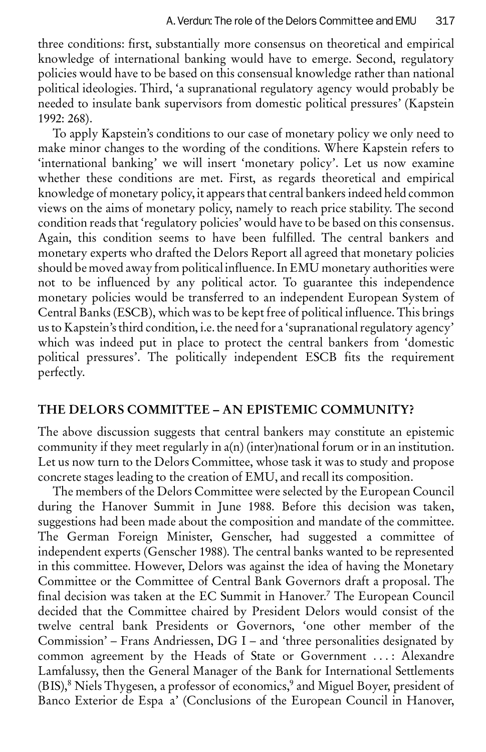three conditions: first, substantially more consensus on theoretical and empirical knowledge of international banking would have to emerge. Second, regulatory policies would have to be based on this consensual knowledge rather than national political ideologies. Third, 'a supranational regulatory agency would probably be needed to insulate bank supervisors from domestic political pressures' (Kapstein 1992: 268).

To apply Kapstein's conditions to our case of monetary policy we only need to make minor changes to the wording of the conditions. Where Kapstein refers to 'international banking' we will insert 'monetary policy'. Let us now examine whether these conditions are met. First, as regards theoretical and empirical knowledge of monetary policy, it appears that central bankers indeed held common views on the aims of monetary policy, namely to reach price stability. The second condition reads that 'regulatory policies' would have to be based on this consensus. Again, this condition seems to have been fulfilled. The central bankers and monetary experts who drafted the Delors Report all agreed that monetary policies should be moved away from political influence. In EMU monetary authorities were not to be influenced by any political actor. To guarantee this independence monetary policies would be transferred to an independent European System of Central Banks (ESCB), which was to be kept free of political influence. This brings us to Kapstein's third condition, i.e. the need for a 'supranational regulatory agency' which was indeed put in place to protect the central bankers from 'domestic political pressures'. The politically independent ESCB fits the requirement perfectly.

## THE DELORS COMMITTEE – AN EPISTEMIC COMMUNITY?

The above discussion suggests that central bankers may constitute an epistemic community if they meet regularly in a(n) (inter)national forum or in an institution. Let us now turn to the Delors Committee, whose task it was to study and propose concrete stages leading to the creation of EMU, and recall its composition.

The members of the Delors Committee were selected by the European Council during the Hanover Summit in June 1988. Before this decision was taken, suggestions had been made about the composition and mandate of the committee. The German Foreign Minister, Genscher, had suggested a committee of independent experts (Genscher 1988). The central banks wanted to be represented in this committee. However, Delors was against the idea of having the Monetary Committee or the Committee of Central Bank Governors draft a proposal. The final decision was taken at the EC Summit in Hanover.[7] The European Council decided that the Committee chaired by President Delors would consist of the twelve central bank Presidents or Governors, 'one other member of the Commission' – Frans Andriessen, DG I – and 'three personalities designated by common agreement by the Heads of State or Government . . . : Alexandre Lamfalussy, then the General Manager of the Bank for International Settlements (BIS),[8] Niels Thygesen, a professor of economics,[9] and Miguel Boyer, president of Banco Exterior de Espa a' (Conclusions of the European Council in Hanover,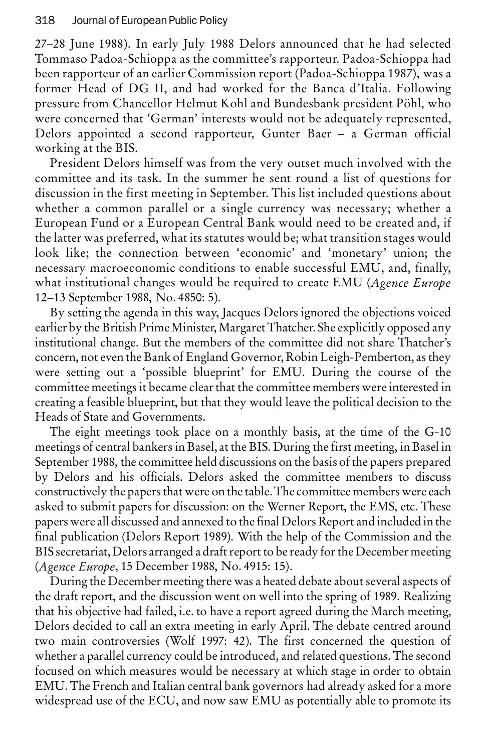27–28 June 1988). In early July 1988 Delors announced that he had selected Tommaso Padoa-Schioppa as the committee's rapporteur. Padoa-Schioppa had been rapporteur of an earlier Commission report (Padoa-Schioppa 1987), was a former Head of DG II, and had worked for the Banca d'Italia. Following pressure from Chancellor Helmut Kohl and Bundesbank president Pöhl, who were concerned that 'German' interests would not be adequately represented, Delors appointed a second rapporteur, Gunter Baer – a German official working at the BIS.

President Delors himself was from the very outset much involved with the committee and its task. In the summer he sent round a list of questions for discussion in the first meeting in September. This list included questions about whether a common parallel or a single currency was necessary; whether a European Fund or a European Central Bank would need to be created and, if the latter was preferred, what its statutes would be; what transition stages would look like; the connection between 'economic' and 'monetary' union; the necessary macroeconomic conditions to enable successful EMU, and, finally, what institutional changes would be required to create EMU (*Agence Europe* 12–13 September 1988, No. 4850: 5).

By setting the agenda in this way, Jacques Delors ignored the objections voiced earlier by the British Prime Minister, Margaret Thatcher. She explicitly opposed any institutional change. But the members of the committee did not share Thatcher's concern, not even the Bank of England Governor, Robin Leigh-Pemberton, as they were setting out a 'possible blueprint' for EMU. During the course of the committee meetings it became clear that the committee members were interested in creating a feasible blueprint, but that they would leave the political decision to the Heads of State and Governments.

The eight meetings took place on a monthly basis, at the time of the G-10 meetings of central bankers in Basel, at the BIS. During the first meeting, in Basel in September 1988, the committee held discussions on the basis of the papers prepared by Delors and his officials. Delors asked the committee members to discuss constructively the papers that were on the table. The committee members were each asked to submit papers for discussion: on the Werner Report, the EMS, etc. These papers were all discussed and annexed to the final Delors Report and included in the final publication (Delors Report 1989). With the help of the Commission and the BIS secretariat, Delors arranged a draft report to be ready for the December meeting (*Agence Europe*, 15 December 1988, No. 4915: 15).

During the December meeting there was a heated debate about several aspects of the draft report, and the discussion went on well into the spring of 1989. Realizing that his objective had failed, i.e. to have a report agreed during the March meeting, Delors decided to call an extra meeting in early April. The debate centred around two main controversies (Wolf 1997: 42). The first concerned the question of whether a parallel currency could be introduced, and related questions. The second focused on which measures would be necessary at which stage in order to obtain EMU. The French and Italian central bank governors had already asked for a more widespread use of the ECU, and now saw EMU as potentially able to promote its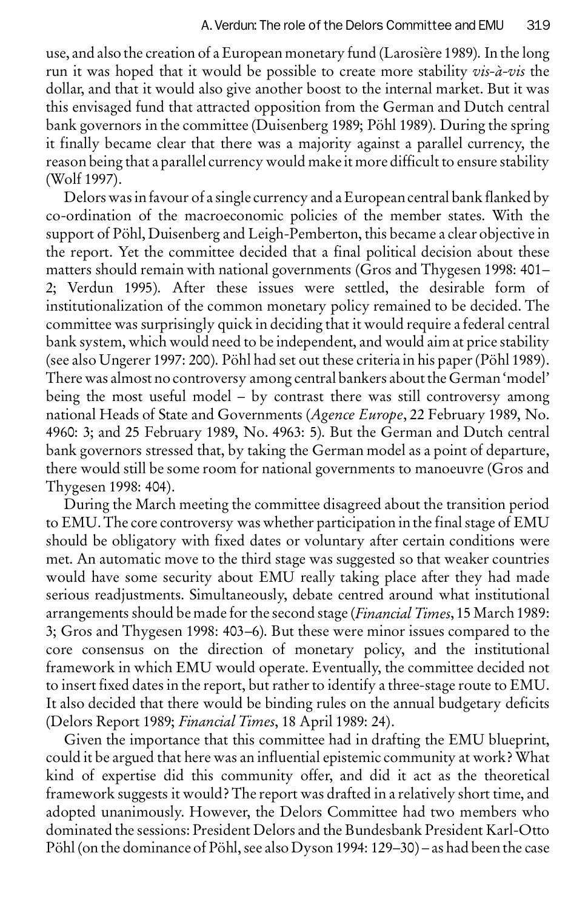use, and also the creation of a European monetary fund (Larosière 1989). In the long run it was hoped that it would be possible to create more stability *vis-à-vis* the dollar, and that it would also give another boost to the internal market. But it was this envisaged fund that attracted opposition from the German and Dutch central bank governors in the committee (Duisenberg 1989; Pöhl 1989). During the spring it finally became clear that there was a majority against a parallel currency, the reason being that a parallel currency would make it more difficult to ensure stability (Wolf 1997).

Delors was in favour of a single currency and a European central bank flanked by co-ordination of the macroeconomic policies of the member states. With the support of Pöhl, Duisenberg and Leigh-Pemberton, this became a clear objective in the report. Yet the committee decided that a final political decision about these matters should remain with national governments (Gros and Thygesen 1998: 401–2; Verdun 1995). After these issues were settled, the desirable form of institutionalization of the common monetary policy remained to be decided. The committee was surprisingly quick in deciding that it would require a federal central bank system, which would need to be independent, and would aim at price stability (see also Ungerer 1997: 200). Pöhl had set out these criteria in his paper (Pöhl 1989). There was almost no controversy among central bankers about the German 'model' being the most useful model – by contrast there was still controversy among national Heads of State and Governments (*Agence Europe*, 22 February 1989, No. 4960: 3; and 25 February 1989, No. 4963: 5). But the German and Dutch central bank governors stressed that, by taking the German model as a point of departure, there would still be some room for national governments to manoeuvre (Gros and Thygesen 1998: 404).

During the March meeting the committee disagreed about the transition period to EMU. The core controversy was whether participation in the final stage of EMU should be obligatory with fixed dates or voluntary after certain conditions were met. An automatic move to the third stage was suggested so that weaker countries would have some security about EMU really taking place after they had made serious readjustments. Simultaneously, debate centred around what institutional arrangements should be made for the second stage (*Financial Times*, 15 March 1989: 3; Gros and Thygesen 1998: 403–6). But these were minor issues compared to the core consensus on the direction of monetary policy, and the institutional framework in which EMU would operate. Eventually, the committee decided not to insert fixed dates in the report, but rather to identify a three-stage route to EMU. It also decided that there would be binding rules on the annual budgetary deficits (Delors Report 1989; *Financial Times*, 18 April 1989: 24).

Given the importance that this committee had in drafting the EMU blueprint, could it be argued that here was an influential epistemic community at work? What kind of expertise did this community offer, and did it act as the theoretical framework suggests it would? The report was drafted in a relatively short time, and adopted unanimously. However, the Delors Committee had two members who dominated the sessions: President Delors and the Bundesbank President Karl-Otto Pöhl (on the dominance of Pöhl, see also Dyson 1994: 129–30) – as had been the case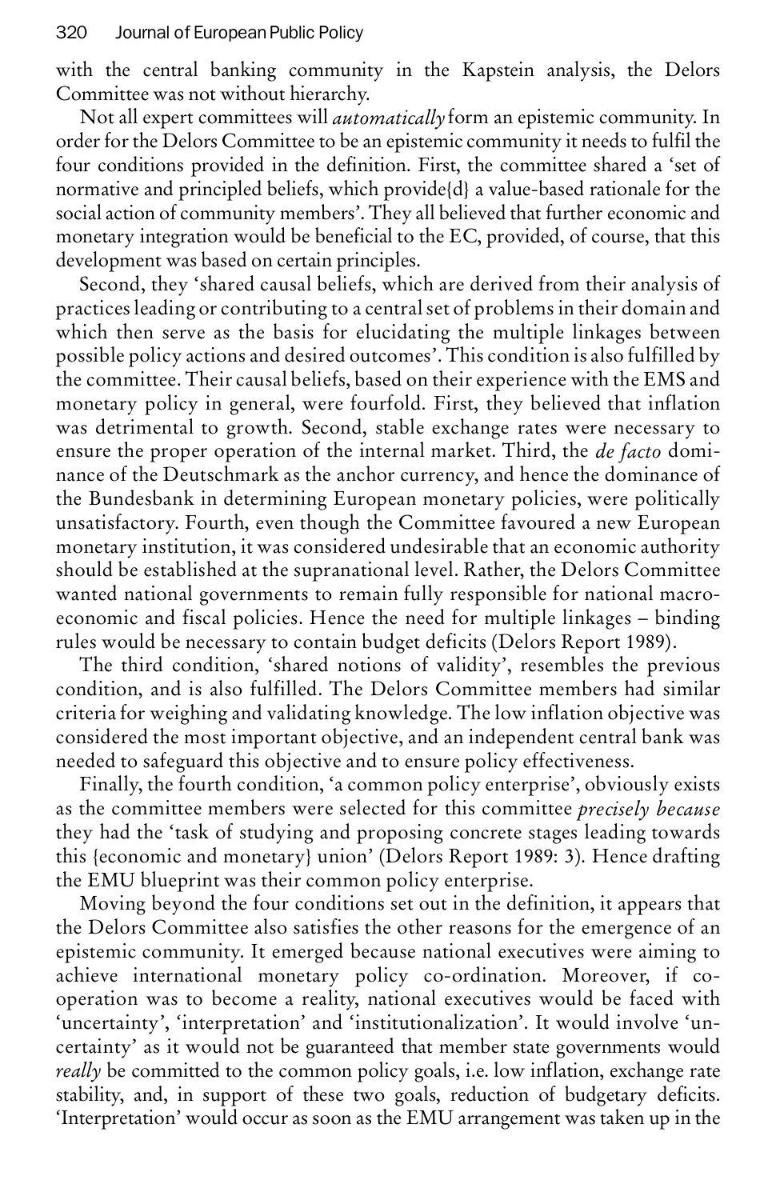with the central banking community in the Kapstein analysis, the Delors Committee was not without hierarchy.

Not all expert committees will *automatically* form an epistemic community. In order for the Delors Committee to be an epistemic community it needs to fulfil the four conditions provided in the definition. First, the committee shared a 'set of normative and principled beliefs, which provide{d} a value-based rationale for the social action of community members'. They all believed that further economic and monetary integration would be beneficial to the EC, provided, of course, that this development was based on certain principles.

Second, they 'shared causal beliefs, which are derived from their analysis of practices leading or contributing to a central set of problems in their domain and which then serve as the basis for elucidating the multiple linkages between possible policy actions and desired outcomes'. This condition is also fulfilled by the committee. Their causal beliefs, based on their experience with the EMS and monetary policy in general, were fourfold. First, they believed that inflation was detrimental to growth. Second, stable exchange rates were necessary to ensure the proper operation of the internal market. Third, the *de facto* dominance of the Deutschmark as the anchor currency, and hence the dominance of the Bundesbank in determining European monetary policies, were politically unsatisfactory. Fourth, even though the Committee favoured a new European monetary institution, it was considered undesirable that an economic authority should be established at the supranational level. Rather, the Delors Committee wanted national governments to remain fully responsible for national macroeconomic and fiscal policies. Hence the need for multiple linkages – binding rules would be necessary to contain budget deficits (Delors Report 1989).

The third condition, 'shared notions of validity', resembles the previous condition, and is also fulfilled. The Delors Committee members had similar criteria for weighing and validating knowledge. The low inflation objective was considered the most important objective, and an independent central bank was needed to safeguard this objective and to ensure policy effectiveness.

Finally, the fourth condition, 'a common policy enterprise', obviously exists as the committee members were selected for this committee *precisely because* they had the 'task of studying and proposing concrete stages leading towards this {economic and monetary} union' (Delors Report 1989: 3). Hence drafting the EMU blueprint was their common policy enterprise.

Moving beyond the four conditions set out in the definition, it appears that the Delors Committee also satisfies the other reasons for the emergence of an epistemic community. It emerged because national executives were aiming to achieve international monetary policy co-ordination. Moreover, if co-operation was to become a reality, national executives would be faced with 'uncertainty', 'interpretation' and 'institutionalization'. It would involve 'uncertainty' as it would not be guaranteed that member state governments would *really* be committed to the common policy goals, i.e. low inflation, exchange rate stability, and, in support of these two goals, reduction of budgetary deficits. 'Interpretation' would occur as soon as the EMU arrangement was taken up in the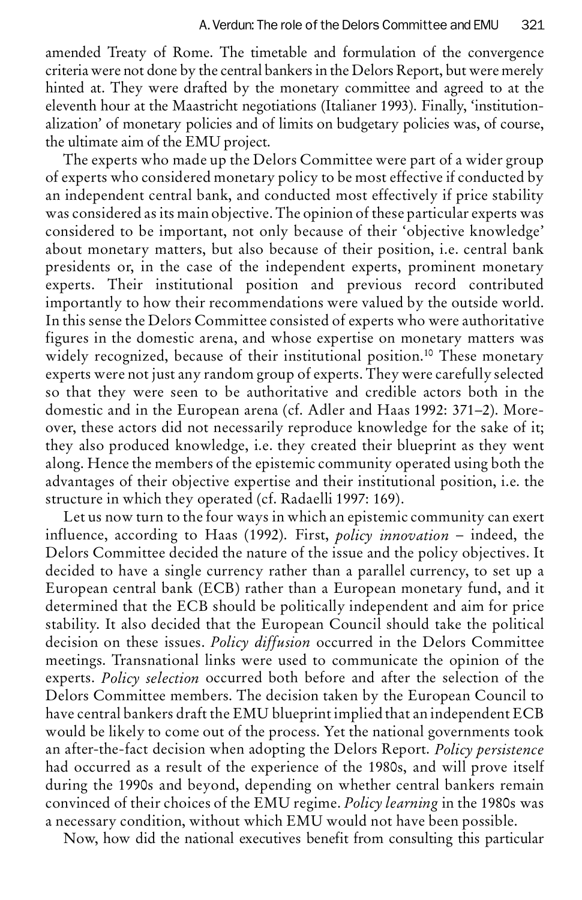amended Treaty of Rome. The timetable and formulation of the convergence criteria were not done by the central bankers in the Delors Report, but were merely hinted at. They were drafted by the monetary committee and agreed to at the eleventh hour at the Maastricht negotiations (Italianer 1993). Finally, 'institutionalization' of monetary policies and of limits on budgetary policies was, of course, the ultimate aim of the EMU project.

The experts who made up the Delors Committee were part of a wider group of experts who considered monetary policy to be most effective if conducted by an independent central bank, and conducted most effectively if price stability was considered as its main objective. The opinion of these particular experts was considered to be important, not only because of their 'objective knowledge' about monetary matters, but also because of their position, i.e. central bank presidents or, in the case of the independent experts, prominent monetary experts. Their institutional position and previous record contributed importantly to how their recommendations were valued by the outside world. In this sense the Delors Committee consisted of experts who were authoritative figures in the domestic arena, and whose expertise on monetary matters was widely recognized, because of their institutional position.[10] These monetary experts were not just any random group of experts. They were carefully selected so that they were seen to be authoritative and credible actors both in the domestic and in the European arena (cf. Adler and Haas 1992: 371–2). Moreover, these actors did not necessarily reproduce knowledge for the sake of it; they also produced knowledge, i.e. they created their blueprint as they went along. Hence the members of the epistemic community operated using both the advantages of their objective expertise and their institutional position, i.e. the structure in which they operated (cf. Radaelli 1997: 169).

Let us now turn to the four ways in which an epistemic community can exert influence, according to Haas (1992). First, *policy innovation* – indeed, the Delors Committee decided the nature of the issue and the policy objectives. It decided to have a single currency rather than a parallel currency, to set up a European central bank (ECB) rather than a European monetary fund, and it determined that the ECB should be politically independent and aim for price stability. It also decided that the European Council should take the political decision on these issues. *Policy diffusion* occurred in the Delors Committee meetings. Transnational links were used to communicate the opinion of the experts. *Policy selection* occurred both before and after the selection of the Delors Committee members. The decision taken by the European Council to have central bankers draft the EMU blueprint implied that an independent ECB would be likely to come out of the process. Yet the national governments took an after-the-fact decision when adopting the Delors Report. *Policy persistence* had occurred as a result of the experience of the 1980s, and will prove itself during the 1990s and beyond, depending on whether central bankers remain convinced of their choices of the EMU regime. *Policy learning* in the 1980s was a necessary condition, without which EMU would not have been possible.

Now, how did the national executives benefit from consulting this particular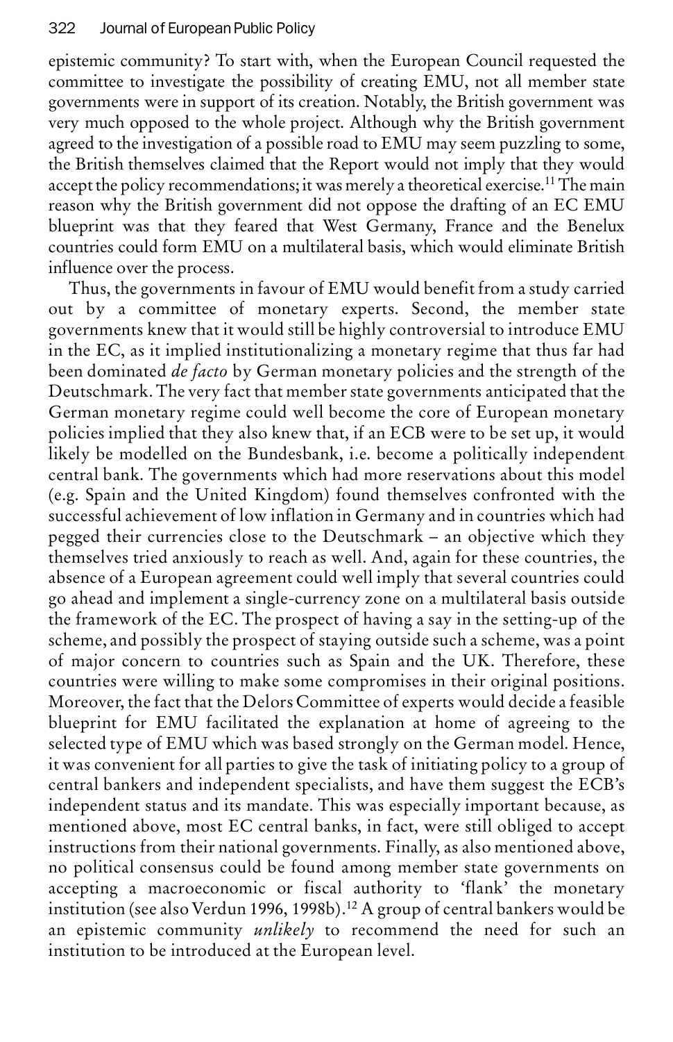epistemic community? To start with, when the European Council requested the committee to investigate the possibility of creating EMU, not all member state governments were in support of its creation. Notably, the British government was very much opposed to the whole project. Although why the British government agreed to the investigation of a possible road to EMU may seem puzzling to some, the British themselves claimed that the Report would not imply that they would accept the policy recommendations; it was merely a theoretical exercise.[11] The main reason why the British government did not oppose the drafting of an EC EMU blueprint was that they feared that West Germany, France and the Benelux countries could form EMU on a multilateral basis, which would eliminate British influence over the process.

Thus, the governments in favour of EMU would benefit from a study carried out by a committee of monetary experts. Second, the member state governments knew that it would still be highly controversial to introduce EMU in the EC, as it implied institutionalizing a monetary regime that thus far had been dominated *de facto* by German monetary policies and the strength of the Deutschmark. The very fact that member state governments anticipated that the German monetary regime could well become the core of European monetary policies implied that they also knew that, if an ECB were to be set up, it would likely be modelled on the Bundesbank, i.e. become a politically independent central bank. The governments which had more reservations about this model (e.g. Spain and the United Kingdom) found themselves confronted with the successful achievement of low inflation in Germany and in countries which had pegged their currencies close to the Deutschmark – an objective which they themselves tried anxiously to reach as well. And, again for these countries, the absence of a European agreement could well imply that several countries could go ahead and implement a single-currency zone on a multilateral basis outside the framework of the EC. The prospect of having a say in the setting-up of the scheme, and possibly the prospect of staying outside such a scheme, was a point of major concern to countries such as Spain and the UK. Therefore, these countries were willing to make some compromises in their original positions. Moreover, the fact that the Delors Committee of experts would decide a feasible blueprint for EMU facilitated the explanation at home of agreeing to the selected type of EMU which was based strongly on the German model. Hence, it was convenient for all parties to give the task of initiating policy to a group of central bankers and independent specialists, and have them suggest the ECB's independent status and its mandate. This was especially important because, as mentioned above, most EC central banks, in fact, were still obliged to accept instructions from their national governments. Finally, as also mentioned above, no political consensus could be found among member state governments on accepting a macroeconomic or fiscal authority to 'flank' the monetary institution (see also Verdun 1996, 1998b).[12] A group of central bankers would be an epistemic community *unlikely* to recommend the need for such an institution to be introduced at the European level.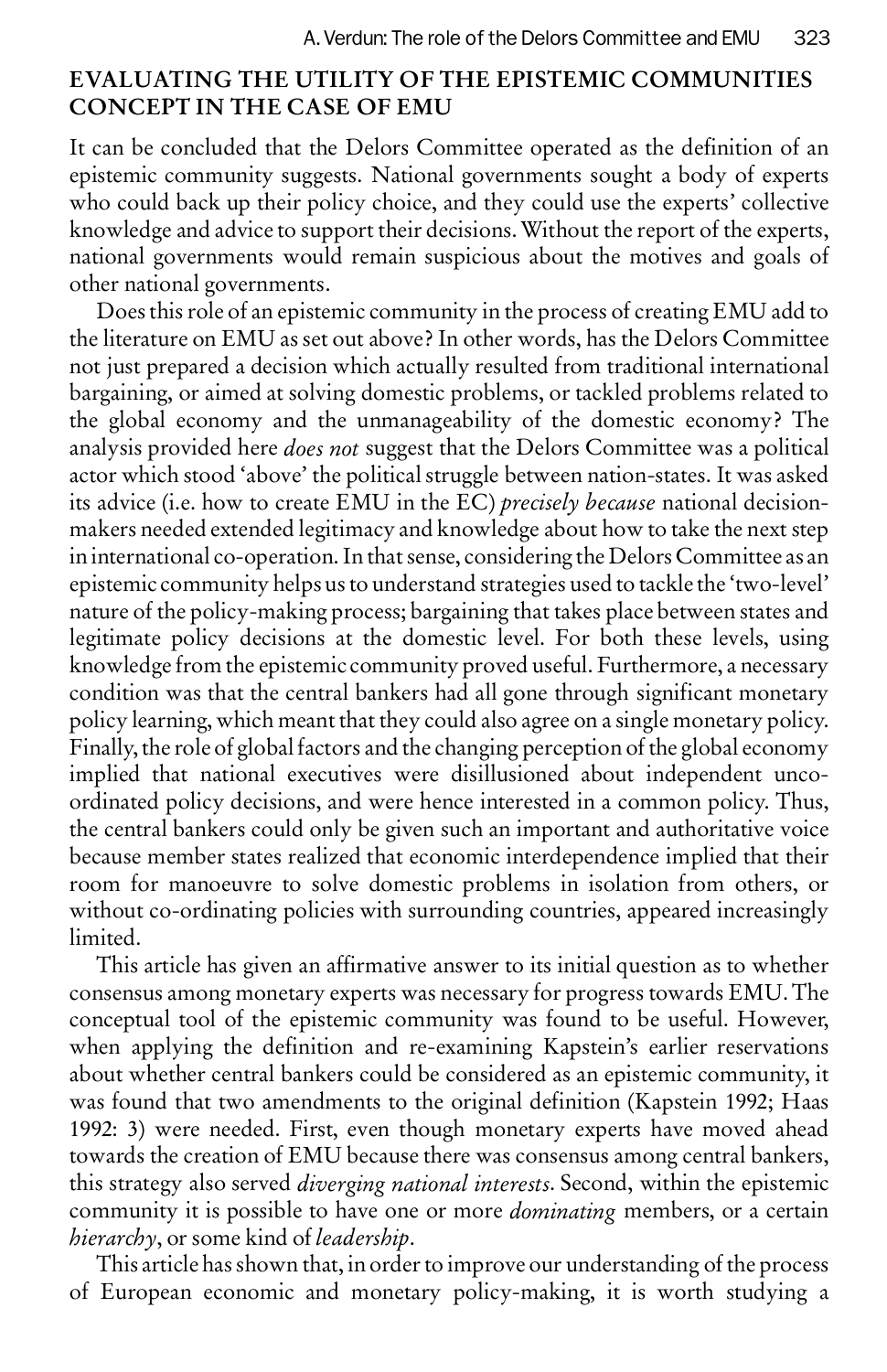## EVALUATING THE UTILITY OF THE EPISTEMIC COMMUNITIES CONCEPT IN THE CASE OF EMU

It can be concluded that the Delors Committee operated as the definition of an epistemic community suggests. National governments sought a body of experts who could back up their policy choice, and they could use the experts' collective knowledge and advice to support their decisions. Without the report of the experts, national governments would remain suspicious about the motives and goals of other national governments.

Does this role of an epistemic community in the process of creating EMU add to the literature on EMU as set out above? In other words, has the Delors Committee not just prepared a decision which actually resulted from traditional international bargaining, or aimed at solving domestic problems, or tackled problems related to the global economy and the unmanageability of the domestic economy? The analysis provided here *does not* suggest that the Delors Committee was a political actor which stood 'above' the political struggle between nation-states. It was asked its advice (i.e. how to create EMU in the EC) *precisely because* national decision-makers needed extended legitimacy and knowledge about how to take the next step in international co-operation. In that sense, considering the Delors Committee as an epistemic community helps us to understand strategies used to tackle the 'two-level' nature of the policy-making process; bargaining that takes place between states and legitimate policy decisions at the domestic level. For both these levels, using knowledge from the epistemic community proved useful. Furthermore, a necessary condition was that the central bankers had all gone through significant monetary policy learning, which meant that they could also agree on a single monetary policy. Finally, the role of global factors and the changing perception of the global economy implied that national executives were disillusioned about independent unco-ordinated policy decisions, and were hence interested in a common policy. Thus, the central bankers could only be given such an important and authoritative voice because member states realized that economic interdependence implied that their room for manoeuvre to solve domestic problems in isolation from others, or without co-ordinating policies with surrounding countries, appeared increasingly limited.

This article has given an affirmative answer to its initial question as to whether consensus among monetary experts was necessary for progress towards EMU. The conceptual tool of the epistemic community was found to be useful. However, when applying the definition and re-examining Kapstein's earlier reservations about whether central bankers could be considered as an epistemic community, it was found that two amendments to the original definition (Kapstein 1992; Haas 1992: 3) were needed. First, even though monetary experts have moved ahead towards the creation of EMU because there was consensus among central bankers, this strategy also served *diverging national interests*. Second, within the epistemic community it is possible to have one or more *dominating* members, or a certain *hierarchy*, or some kind of *leadership*.

This article has shown that, in order to improve our understanding of the process of European economic and monetary policy-making, it is worth studying a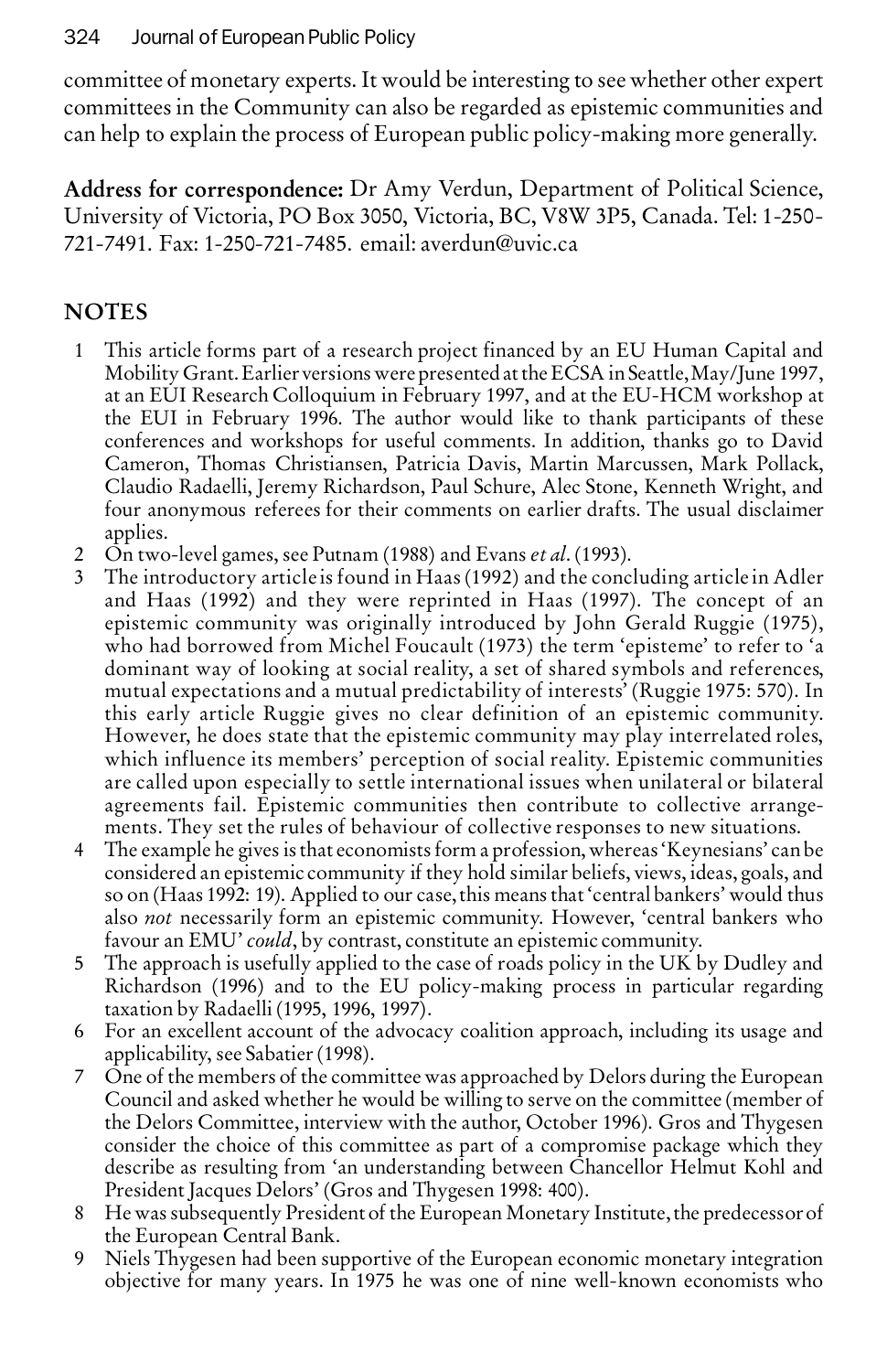committee of monetary experts. It would be interesting to see whether other expert committees in the Community can also be regarded as epistemic communities and can help to explain the process of European public policy-making more generally.

**Address for correspondence:** Dr Amy Verdun, Department of Political Science, University of Victoria, PO Box 3050, Victoria, BC, V8W 3P5, Canada. Tel: 1-250-721-7491. Fax: 1-250-721-7485. email: averdun@uvic.ca

## NOTES

1. This article forms part of a research project financed by an EU Human Capital and Mobility Grant. Earlier versions were presented at the ECSA in Seattle, May/June 1997, at an EUI Research Colloquium in February 1997, and at the EU-HCM workshop at the EUI in February 1996. The author would like to thank participants of these conferences and workshops for useful comments. In addition, thanks go to David Cameron, Thomas Christiansen, Patricia Davis, Martin Marcussen, Mark Pollack, Claudio Radaelli, Jeremy Richardson, Paul Schure, Alec Stone, Kenneth Wright, and four anonymous referees for their comments on earlier drafts. The usual disclaimer applies.
2. On two-level games, see Putnam (1988) and Evans *et al*. (1993).
3. The introductory article is found in Haas (1992) and the concluding article in Adler and Haas (1992) and they were reprinted in Haas (1997). The concept of an epistemic community was originally introduced by John Gerald Ruggie (1975), who had borrowed from Michel Foucault (1973) the term 'episteme' to refer to 'a dominant way of looking at social reality, a set of shared symbols and references, mutual expectations and a mutual predictability of interests' (Ruggie 1975: 570). In this early article Ruggie gives no clear definition of an epistemic community. However, he does state that the epistemic community may play interrelated roles, which influence its members' perception of social reality. Epistemic communities are called upon especially to settle international issues when unilateral or bilateral agreements fail. Epistemic communities then contribute to collective arrangements. They set the rules of behaviour of collective responses to new situations.
4. The example he gives is that economists form a profession, whereas 'Keynesians' can be considered an epistemic community if they hold similar beliefs, views, ideas, goals, and so on (Haas 1992: 19). Applied to our case, this means that 'central bankers' would thus also *not* necessarily form an epistemic community. However, 'central bankers who favour an EMU' *could*, by contrast, constitute an epistemic community.
5. The approach is usefully applied to the case of roads policy in the UK by Dudley and Richardson (1996) and to the EU policy-making process in particular regarding taxation by Radaelli (1995, 1996, 1997).
6. For an excellent account of the advocacy coalition approach, including its usage and applicability, see Sabatier (1998).
7. One of the members of the committee was approached by Delors during the European Council and asked whether he would be willing to serve on the committee (member of the Delors Committee, interview with the author, October 1996). Gros and Thygesen consider the choice of this committee as part of a compromise package which they describe as resulting from 'an understanding between Chancellor Helmut Kohl and President Jacques Delors' (Gros and Thygesen 1998: 400).
8. He was subsequently President of the European Monetary Institute, the predecessor of the European Central Bank.
9. Niels Thygesen had been supportive of the European economic monetary integration objective for many years. In 1975 he was one of nine well-known economists who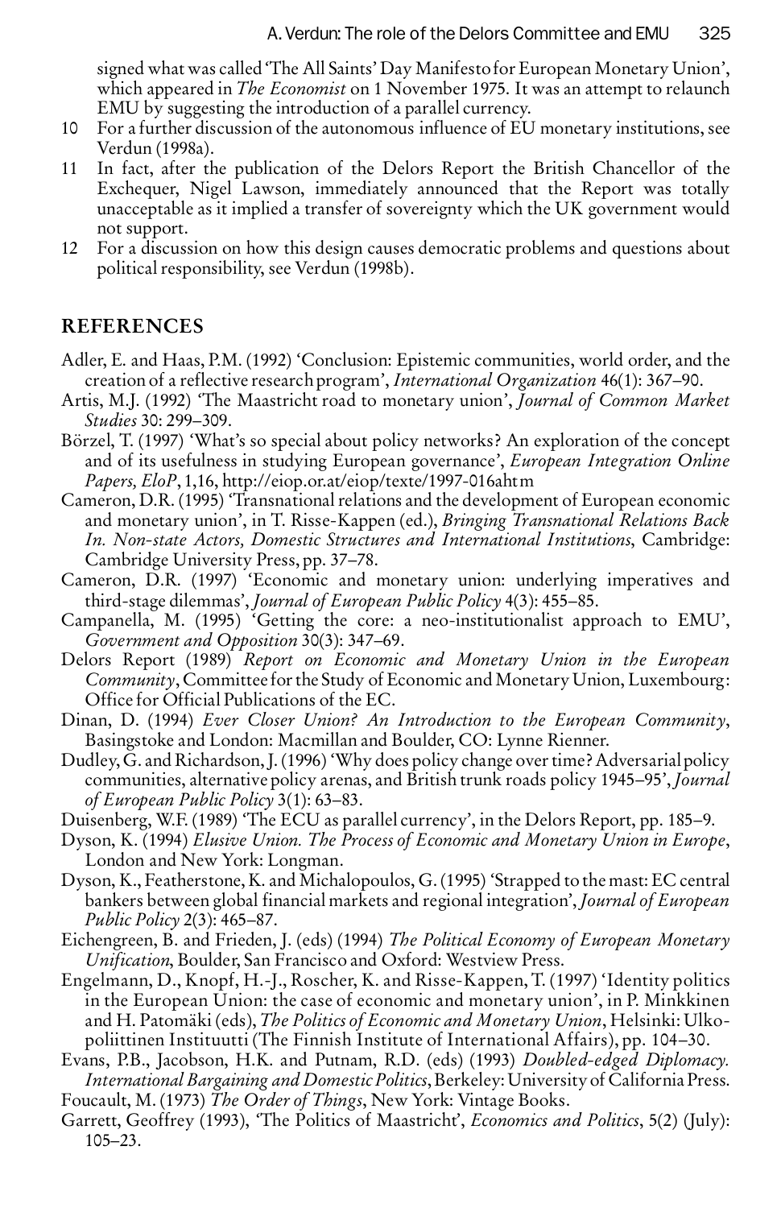signed what was called 'The All Saints' Day Manifesto for European Monetary Union', which appeared in *The Economist* on 1 November 1975. It was an attempt to relaunch EMU by suggesting the introduction of a parallel currency.

10 For a further discussion of the autonomous influence of EU monetary institutions, see Verdun (1998a).

11 In fact, after the publication of the Delors Report the British Chancellor of the Exchequer, Nigel Lawson, immediately announced that the Report was totally unacceptable as it implied a transfer of sovereignty which the UK government would not support.

12 For a discussion on how this design causes democratic problems and questions about political responsibility, see Verdun (1998b).

## REFERENCES

Adler, E. and Haas, P.M. (1992) 'Conclusion: Epistemic communities, world order, and the creation of a reflective research program', *International Organization* 46(1): 367–90.

Artis, M.J. (1992) 'The Maastricht road to monetary union', *Journal of Common Market Studies* 30: 299–309.

Börzel, T. (1997) 'What's so special about policy networks? An exploration of the concept and of its usefulness in studying European governance', *European Integration Online Papers, EloP*, 1,16, http://eiop.or.at/eiop/texte/1997-016ahtm

Cameron, D.R. (1995) 'Transnational relations and the development of European economic and monetary union', in T. Risse-Kappen (ed.), *Bringing Transnational Relations Back In. Non-state Actors, Domestic Structures and International Institutions*, Cambridge: Cambridge University Press, pp. 37–78.

Cameron, D.R. (1997) 'Economic and monetary union: underlying imperatives and third-stage dilemmas', *Journal of European Public Policy* 4(3): 455–85.

Campanella, M. (1995) 'Getting the core: a neo-institutionalist approach to EMU', *Government and Opposition* 30(3): 347–69.

Delors Report (1989) *Report on Economic and Monetary Union in the European Community*, Committee for the Study of Economic and Monetary Union, Luxembourg: Office for Official Publications of the EC.

Dinan, D. (1994) *Ever Closer Union? An Introduction to the European Community*, Basingstoke and London: Macmillan and Boulder, CO: Lynne Rienner.

Dudley, G. and Richardson, J. (1996) 'Why does policy change over time? Adversarial policy communities, alternative policy arenas, and British trunk roads policy 1945–95', *Journal of European Public Policy* 3(1): 63–83.

Duisenberg, W.F. (1989) 'The ECU as parallel currency', in the Delors Report, pp. 185–9.

Dyson, K. (1994) *Elusive Union. The Process of Economic and Monetary Union in Europe*, London and New York: Longman.

Dyson, K., Featherstone, K. and Michalopoulos, G. (1995) 'Strapped to the mast: EC central bankers between global financial markets and regional integration', *Journal of European Public Policy* 2(3): 465–87.

Eichengreen, B. and Frieden, J. (eds) (1994) *The Political Economy of European Monetary Unification*, Boulder, San Francisco and Oxford: Westview Press.

Engelmann, D., Knopf, H.-J., Roscher, K. and Risse-Kappen, T. (1997) 'Identity politics in the European Union: the case of economic and monetary union', in P. Minkkinen and H. Patomäki (eds), *The Politics of Economic and Monetary Union*, Helsinki: Ulkopoliittinen Instituutti (The Finnish Institute of International Affairs), pp. 104–30.

Evans, P.B., Jacobson, H.K. and Putnam, R.D. (eds) (1993) *Doubled-edged Diplomacy. International Bargaining and Domestic Politics*, Berkeley: University of California Press.

Foucault, M. (1973) *The Order of Things*, New York: Vintage Books.

Garrett, Geoffrey (1993), 'The Politics of Maastricht', *Economics and Politics*, 5(2) (July): 105–23.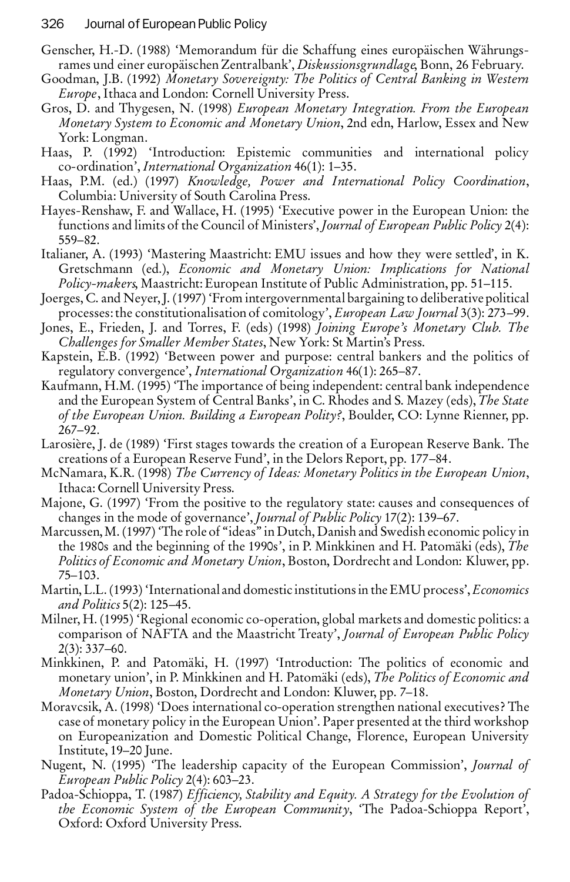Genscher, H.-D. (1988) 'Memorandum für die Schaffung eines europäischen Währungsrames und einer europäischen Zentralbank', *Diskussionsgrundlage*, Bonn, 26 February.

Goodman, J.B. (1992) *Monetary Sovereignty: The Politics of Central Banking in Western Europe*, Ithaca and London: Cornell University Press.

Gros, D. and Thygesen, N. (1998) *European Monetary Integration. From the European Monetary System to Economic and Monetary Union*, 2nd edn, Harlow, Essex and New York: Longman.

Haas, P. (1992) 'Introduction: Epistemic communities and international policy co-ordination', *International Organization* 46(1): 1–35.

Haas, P.M. (ed.) (1997) *Knowledge, Power and International Policy Coordination*, Columbia: University of South Carolina Press.

Hayes-Renshaw, F. and Wallace, H. (1995) 'Executive power in the European Union: the functions and limits of the Council of Ministers', *Journal of European Public Policy* 2(4): 559–82.

Italianer, A. (1993) 'Mastering Maastricht: EMU issues and how they were settled', in K. Gretschmann (ed.), *Economic and Monetary Union: Implications for National Policy-makers*, Maastricht: European Institute of Public Administration, pp. 51–115.

Joerges, C. and Neyer, J. (1997) 'From intergovernmental bargaining to deliberative political processes: the constitutionalisation of comitology', *European Law Journal* 3(3): 273–99.

Jones, E., Frieden, J. and Torres, F. (eds) (1998) *Joining Europe's Monetary Club. The Challenges for Smaller Member States*, New York: St Martin's Press.

Kapstein, E.B. (1992) 'Between power and purpose: central bankers and the politics of regulatory convergence', *International Organization* 46(1): 265–87.

Kaufmann, H.M. (1995) 'The importance of being independent: central bank independence and the European System of Central Banks', in C. Rhodes and S. Mazey (eds), *The State of the European Union. Building a European Polity?*, Boulder, CO: Lynne Rienner, pp. 267–92.

Larosière, J. de (1989) 'First stages towards the creation of a European Reserve Bank. The creations of a European Reserve Fund', in the Delors Report, pp. 177–84.

McNamara, K.R. (1998) *The Currency of Ideas: Monetary Politics in the European Union*, Ithaca: Cornell University Press.

Majone, G. (1997) 'From the positive to the regulatory state: causes and consequences of changes in the mode of governance', *Journal of Public Policy* 17(2): 139–67.

Marcussen, M. (1997) 'The role of "ideas" in Dutch, Danish and Swedish economic policy in the 1980s and the beginning of the 1990s', in P. Minkkinen and H. Patomäki (eds), *The Politics of Economic and Monetary Union*, Boston, Dordrecht and London: Kluwer, pp. 75–103.

Martin, L.L. (1993) 'International and domestic institutions in the EMU process', *Economics and Politics* 5(2): 125–45.

Milner, H. (1995) 'Regional economic co-operation, global markets and domestic politics: a comparison of NAFTA and the Maastricht Treaty', *Journal of European Public Policy* 2(3): 337–60.

Minkkinen, P. and Patomäki, H. (1997) 'Introduction: The politics of economic and monetary union', in P. Minkkinen and H. Patomäki (eds), *The Politics of Economic and Monetary Union*, Boston, Dordrecht and London: Kluwer, pp. 7–18.

Moravcsik, A. (1998) 'Does international co-operation strengthen national executives? The case of monetary policy in the European Union'. Paper presented at the third workshop on Europeanization and Domestic Political Change, Florence, European University Institute, 19–20 June.

Nugent, N. (1995) 'The leadership capacity of the European Commission', *Journal of European Public Policy* 2(4): 603–23.

Padoa-Schioppa, T. (1987) *Efficiency, Stability and Equity. A Strategy for the Evolution of the Economic System of the European Community*, 'The Padoa-Schioppa Report', Oxford: Oxford University Press.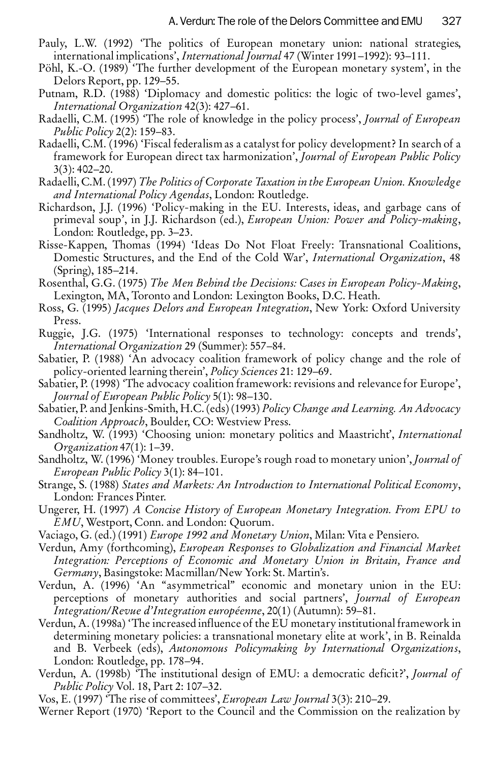Pauly, L.W. (1992) 'The politics of European monetary union: national strategies, international implications', *International Journal* 47 (Winter 1991–1992): 93–111.

Pöhl, K.-O. (1989) 'The further development of the European monetary system', in the Delors Report, pp. 129–55.

Putnam, R.D. (1988) 'Diplomacy and domestic politics: the logic of two-level games', *International Organization* 42(3): 427–61.

Radaelli, C.M. (1995) 'The role of knowledge in the policy process', *Journal of European Public Policy* 2(2): 159–83.

Radaelli, C.M. (1996) 'Fiscal federalism as a catalyst for policy development? In search of a framework for European direct tax harmonization', *Journal of European Public Policy* 3(3): 402–20.

Radaelli, C.M. (1997) *The Politics of Corporate Taxation in the European Union. Knowledge and International Policy Agendas*, London: Routledge.

Richardson, J.J. (1996) 'Policy-making in the EU. Interests, ideas, and garbage cans of primeval soup', in J.J. Richardson (ed.), *European Union: Power and Policy-making*, London: Routledge, pp. 3–23.

Risse-Kappen, Thomas (1994) 'Ideas Do Not Float Freely: Transnational Coalitions, Domestic Structures, and the End of the Cold War', *International Organization*, 48 (Spring), 185–214.

Rosenthal, G.G. (1975) *The Men Behind the Decisions: Cases in European Policy-Making*, Lexington, MA, Toronto and London: Lexington Books, D.C. Heath.

Ross, G. (1995) *Jacques Delors and European Integration*, New York: Oxford University Press.

Ruggie, J.G. (1975) 'International responses to technology: concepts and trends', *International Organization* 29 (Summer): 557–84.

Sabatier, P. (1988) 'An advocacy coalition framework of policy change and the role of policy-oriented learning therein', *Policy Sciences* 21: 129–69.

Sabatier, P. (1998) 'The advocacy coalition framework: revisions and relevance for Europe', *Journal of European Public Policy* 5(1): 98–130.

Sabatier, P. and Jenkins-Smith, H.C. (eds) (1993) *Policy Change and Learning. An Advocacy Coalition Approach*, Boulder, CO: Westview Press.

Sandholtz, W. (1993) 'Choosing union: monetary politics and Maastricht', *International Organization* 47(1): 1–39.

Sandholtz, W. (1996) 'Money troubles. Europe's rough road to monetary union', *Journal of European Public Policy* 3(1): 84–101.

Strange, S. (1988) *States and Markets: An Introduction to International Political Economy*, London: Frances Pinter.

Ungerer, H. (1997) *A Concise History of European Monetary Integration. From EPU to EMU*, Westport, Conn. and London: Quorum.

Vaciago, G. (ed.) (1991) *Europe 1992 and Monetary Union*, Milan: Vita e Pensiero.

Verdun, Amy (forthcoming), *European Responses to Globalization and Financial Market Integration: Perceptions of Economic and Monetary Union in Britain, France and Germany*, Basingstoke: Macmillan/New York: St. Martin's.

Verdun, A. (1996) 'An "asymmetrical" economic and monetary union in the EU: perceptions of monetary authorities and social partners', *Journal of European Integration/Revue d'Integration européenne*, 20(1) (Autumn): 59–81.

Verdun, A. (1998a) 'The increased influence of the EU monetary institutional framework in determining monetary policies: a transnational monetary elite at work', in B. Reinalda and B. Verbeek (eds), *Autonomous Policymaking by International Organizations*, London: Routledge, pp. 178–94.

Verdun, A. (1998b) 'The institutional design of EMU: a democratic deficit?', *Journal of Public Policy* Vol. 18, Part 2: 107–32.

Vos, E. (1997) 'The rise of committees', *European Law Journal* 3(3): 210–29.

Werner Report (1970) 'Report to the Council and the Commission on the realization by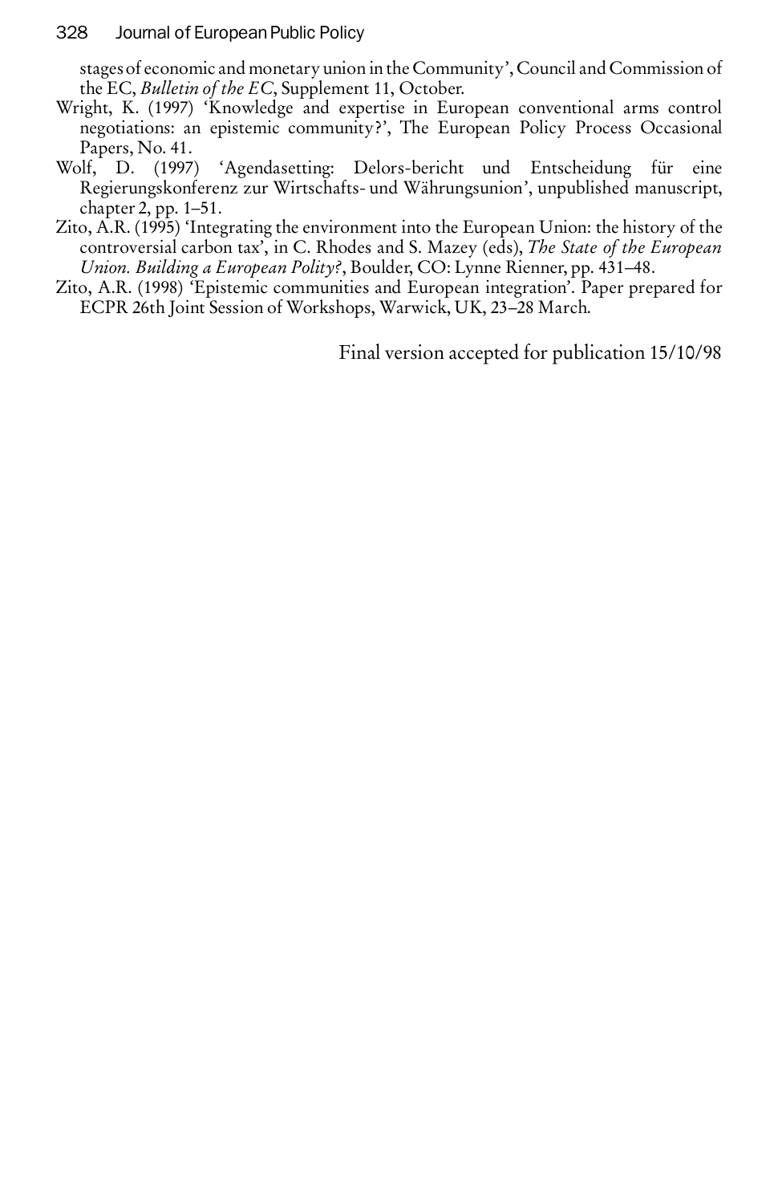stages of economic and monetary union in the Community', Council and Commission of the EC, *Bulletin of the EC*, Supplement 11, October.

Wright, K. (1997) 'Knowledge and expertise in European conventional arms control negotiations: an epistemic community?', The European Policy Process Occasional Papers, No. 41.

Wolf, D. (1997) 'Agendasetting: Delors-bericht und Entscheidung für eine Regierungskonferenz zur Wirtschafts- und Währungsunion', unpublished manuscript, chapter 2, pp. 1–51.

Zito, A.R. (1995) 'Integrating the environment into the European Union: the history of the controversial carbon tax', in C. Rhodes and S. Mazey (eds), *The State of the European Union. Building a European Polity?*, Boulder, CO: Lynne Rienner, pp. 431–48.

Zito, A.R. (1998) 'Epistemic communities and European integration'. Paper prepared for ECPR 26th Joint Session of Workshops, Warwick, UK, 23–28 March.

Final version accepted for publication 15/10/98